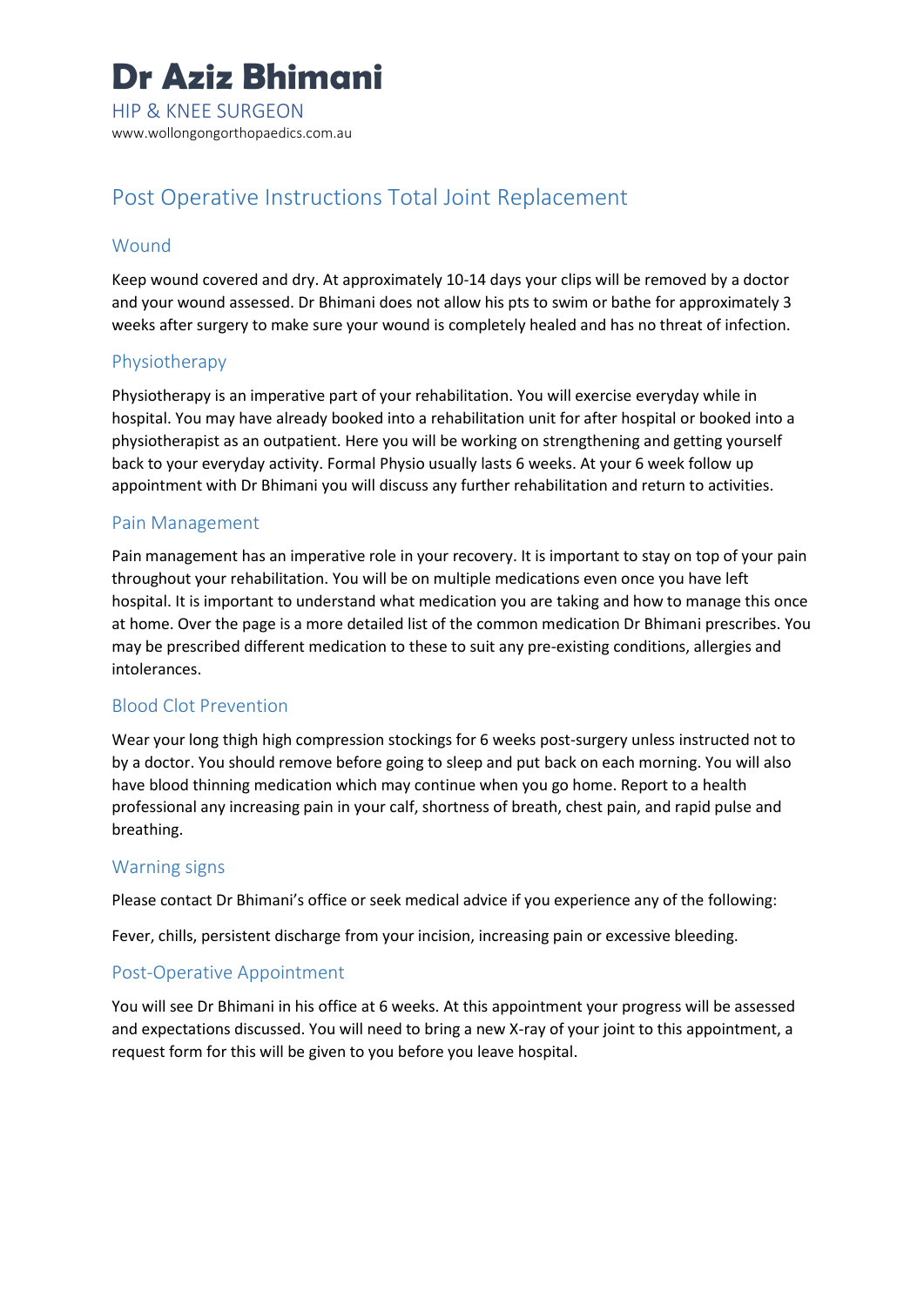# Dr Aziz Bhimani

HIP & KNEE SURGEON

www.wollongongorthopaedics.com.au

## Post Operative Instructions Total Joint Replacement

### Wound

Keep wound covered and dry. At approximately 10-14 days your clips will be removed by a doctor and your wound assessed. Dr Bhimani does not allow his pts to swim or bathe for approximately 3 weeks after surgery to make sure your wound is completely healed and has no threat of infection.

### Physiotherapy

Physiotherapy is an imperative part of your rehabilitation. You will exercise everyday while in hospital. You may have already booked into a rehabilitation unit for after hospital or booked into a physiotherapist as an outpatient. Here you will be working on strengthening and getting yourself back to your everyday activity. Formal Physio usually lasts 6 weeks. At your 6 week follow up appointment with Dr Bhimani you will discuss any further rehabilitation and return to activities.

### Pain Management

Pain management has an imperative role in your recovery. It is important to stay on top of your pain throughout your rehabilitation. You will be on multiple medications even once you have left hospital. It is important to understand what medication you are taking and how to manage this once at home. Over the page is a more detailed list of the common medication Dr Bhimani prescribes. You may be prescribed different medication to these to suit any pre-existing conditions, allergies and intolerances.

### Blood Clot Prevention

Wear your long thigh high compression stockings for 6 weeks post-surgery unless instructed not to by a doctor. You should remove before going to sleep and put back on each morning. You will also have blood thinning medication which may continue when you go home. Report to a health professional any increasing pain in your calf, shortness of breath, chest pain, and rapid pulse and breathing.

### Warning signs

Please contact Dr Bhimani's office or seek medical advice if you experience any of the following:

Fever, chills, persistent discharge from your incision, increasing pain or excessive bleeding.

### Post-Operative Appointment

You will see Dr Bhimani in his office at 6 weeks. At this appointment your progress will be assessed and expectations discussed. You will need to bring a new X-ray of your joint to this appointment, a request form for this will be given to you before you leave hospital.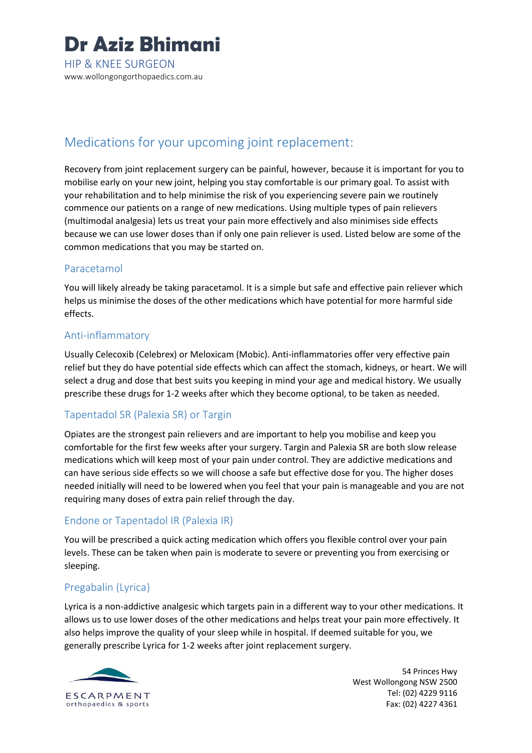# Dr Aziz Bhimani

HIP & KNEE SURGEON
www.wollongongorthopaedics.com.au

## Medications for your upcoming joint replacement:

Recovery from joint replacement surgery can be painful, however, because it is important for you to mobilise early on your new joint, helping you stay comfortable is our primary goal. To assist with your rehabilitation and to help minimise the risk of you experiencing severe pain we routinely commence our patients on a range of new medications. Using multiple types of pain relievers (multimodal analgesia) lets us treat your pain more effectively and also minimises side effects because we can use lower doses than if only one pain reliever is used. Listed below are some of the common medications that you may be started on.

### Paracetamol

You will likely already be taking paracetamol. It is a simple but safe and effective pain reliever which helps us minimise the doses of the other medications which have potential for more harmful side effects.

### Anti-inflammatory

Usually Celecoxib (Celebrex) or Meloxicam (Mobic). Anti-inflammatories offer very effective pain relief but they do have potential side effects which can affect the stomach, kidneys, or heart. We will select a drug and dose that best suits you keeping in mind your age and medical history. We usually prescribe these drugs for 1-2 weeks after which they become optional, to be taken as needed.

### Tapentadol SR (Palexia SR) or Targin

Opiates are the strongest pain relievers and are important to help you mobilise and keep you comfortable for the first few weeks after your surgery. Targin and Palexia SR are both slow release medications which will keep most of your pain under control. They are addictive medications and can have serious side effects so we will choose a safe but effective dose for you. The higher doses needed initially will need to be lowered when you feel that your pain is manageable and you are not requiring many doses of extra pain relief through the day.

### Endone or Tapentadol IR (Palexia IR)

You will be prescribed a quick acting medication which offers you flexible control over your pain levels. These can be taken when pain is moderate to severe or preventing you from exercising or sleeping.

### Pregabalin (Lyrica)

Lyrica is a non-addictive analgesic which targets pain in a different way to your other medications. It allows us to use lower doses of the other medications and helps treat your pain more effectively. It also helps improve the quality of your sleep while in hospital. If deemed suitable for you, we generally prescribe Lyrica for 1-2 weeks after joint replacement surgery.

ESCARPMENT
orthopaedics & sports

54 Princes Hwy
West Wollongong NSW 2500
Tel: (02) 4229 9116
Fax: (02) 4227 4361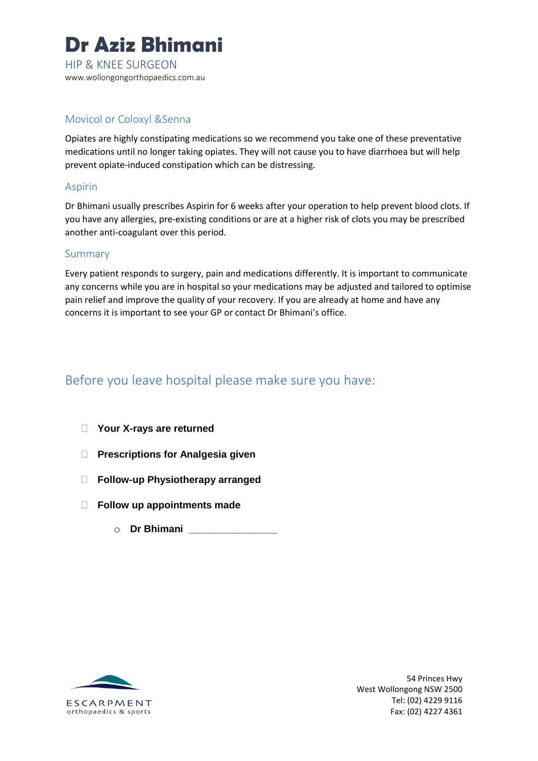## Movicol or Coloxyl &Senna

Opiates are highly constipating medications so we recommend you take one of these preventative medications until no longer taking opiates. They will not cause you to have diarrhoea but will help prevent opiate-induced constipation which can be distressing.

## Aspirin

Dr Bhimani usually prescribes Aspirin for 6 weeks after your operation to help prevent blood clots. If you have any allergies, pre-existing conditions or are at a higher risk of clots you may be prescribed another anti-coagulant over this period.

## Summary

Every patient responds to surgery, pain and medications differently. It is important to communicate any concerns while you are in hospital so your medications may be adjusted and tailored to optimise pain relief and improve the quality of your recovery. If you are already at home and have any concerns it is important to see your GP or contact Dr Bhimani's office.

# Before you leave hospital please make sure you have:

- [ ] **Your X-rays are returned**
- [ ] **Prescriptions for Analgesia given**
- [ ] **Follow-up Physiotherapy arranged**
- [ ] **Follow up appointments made**
    - **Dr Bhimani** ________________